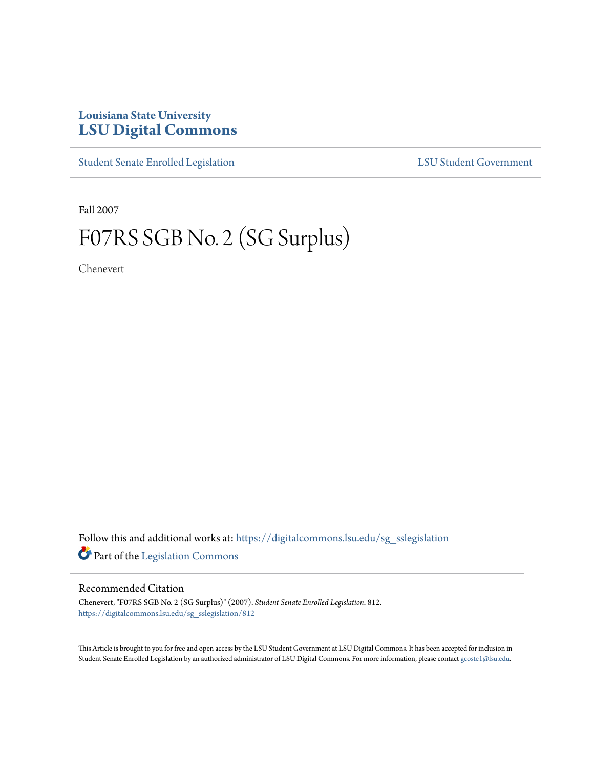Louisiana State University
# LSU Digital Commons

Student Senate Enrolled Legislation | LSU Student Government

Fall 2007

# F07RS SGB No. 2 (SG Surplus)

Chenevert

Follow this and additional works at: https://digitalcommons.lsu.edu/sg_sslegislation

Part of the Legislation Commons

## Recommended Citation

Chenevert, "F07RS SGB No. 2 (SG Surplus)" (2007). *Student Senate Enrolled Legislation*. 812.
https://digitalcommons.lsu.edu/sg_sslegislation/812

This Article is brought to you for free and open access by the LSU Student Government at LSU Digital Commons. It has been accepted for inclusion in Student Senate Enrolled Legislation by an authorized administrator of LSU Digital Commons. For more information, please contact gcoste1@lsu.edu.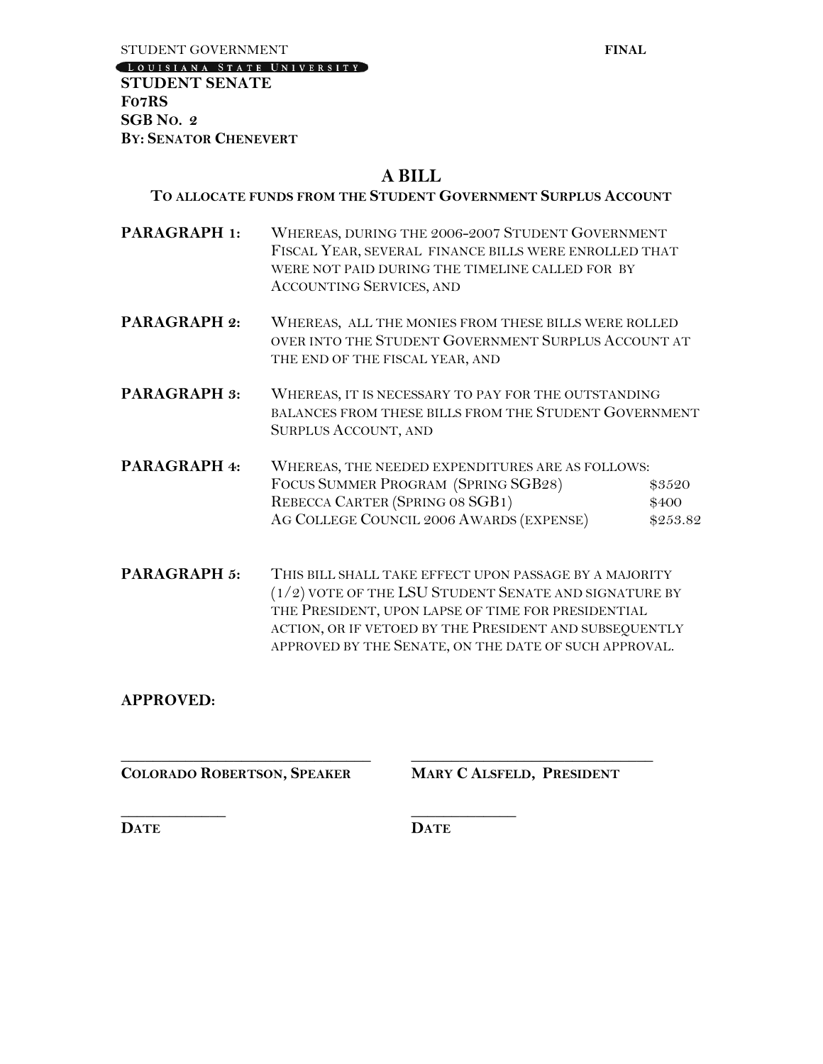STUDENT GOVERNMENT **FINAL**

LOUISIANA STATE UNIVERSITY

**STUDENT SENATE**
**F07RS**
**SGB NO. 2**
**BY: SENATOR CHENEVERT**

# A BILL

## TO ALLOCATE FUNDS FROM THE STUDENT GOVERNMENT SURPLUS ACCOUNT

**PARAGRAPH 1:** WHEREAS, DURING THE 2006-2007 STUDENT GOVERNMENT FISCAL YEAR, SEVERAL FINANCE BILLS WERE ENROLLED THAT WERE NOT PAID DURING THE TIMELINE CALLED FOR BY ACCOUNTING SERVICES, AND

**PARAGRAPH 2:** WHEREAS, ALL THE MONIES FROM THESE BILLS WERE ROLLED OVER INTO THE STUDENT GOVERNMENT SURPLUS ACCOUNT AT THE END OF THE FISCAL YEAR, AND

**PARAGRAPH 3:** WHEREAS, IT IS NECESSARY TO PAY FOR THE OUTSTANDING BALANCES FROM THESE BILLS FROM THE STUDENT GOVERNMENT SURPLUS ACCOUNT, AND

**PARAGRAPH 4:** WHEREAS, THE NEEDED EXPENDITURES ARE AS FOLLOWS:

| | |
|---|---|
| FOCUS SUMMER PROGRAM (SPRING SGB28) | $3520 |
| REBECCA CARTER (SPRING 08 SGB1) | $400 |
| AG COLLEGE COUNCIL 2006 AWARDS (EXPENSE) | $253.82 |

**PARAGRAPH 5:** THIS BILL SHALL TAKE EFFECT UPON PASSAGE BY A MAJORITY (1/2) VOTE OF THE LSU STUDENT SENATE AND SIGNATURE BY THE PRESIDENT, UPON LAPSE OF TIME FOR PRESIDENTIAL ACTION, OR IF VETOED BY THE PRESIDENT AND SUBSEQUENTLY APPROVED BY THE SENATE, ON THE DATE OF SUCH APPROVAL.

**APPROVED:**

______________________________ ______________________________
**COLORADO ROBERTSON, SPEAKER** **MARY C ALSFELD, PRESIDENT**

____________ ____________
**DATE** **DATE**